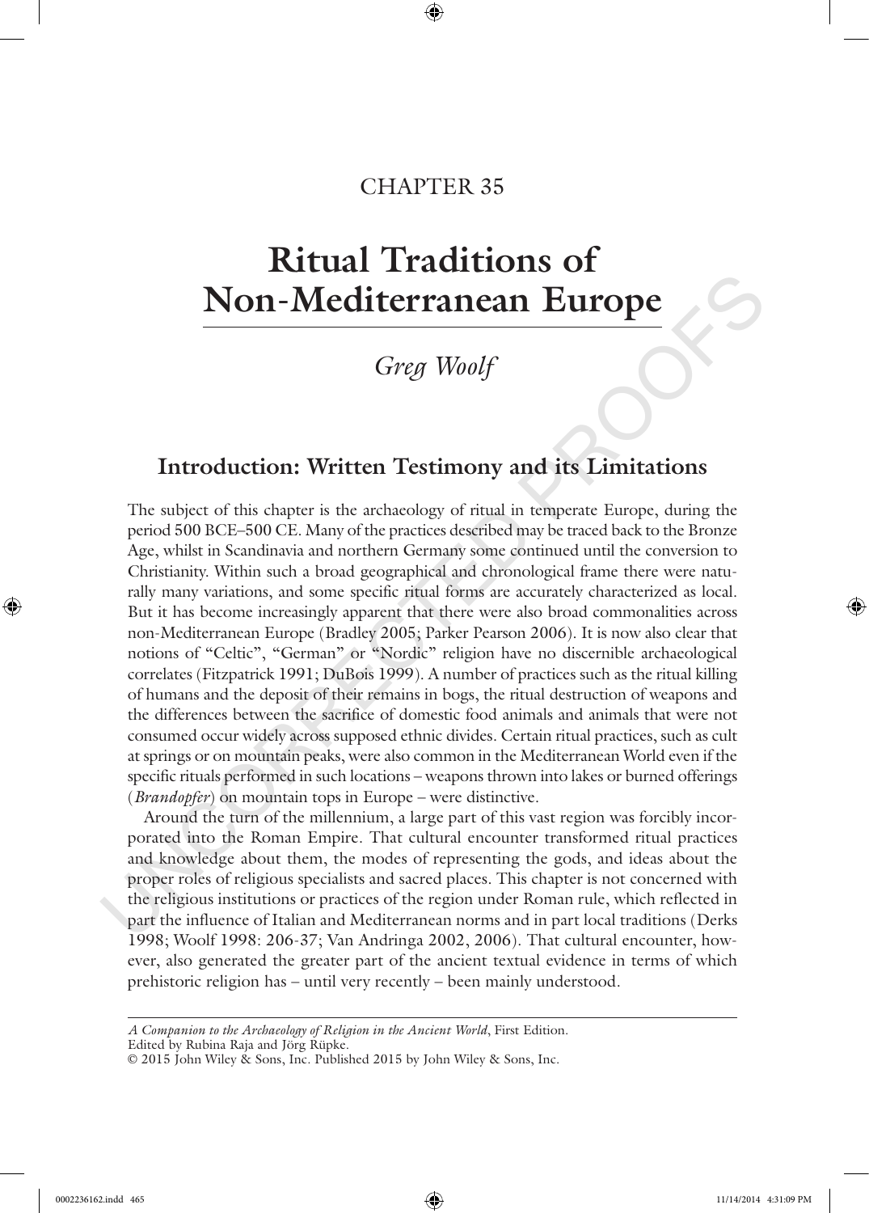CHAPTER 35

# Ritual Traditions of Non-Mediterranean Europe

*Greg Woolf*

## Introduction: Written Testimony and its Limitations

The subject of this chapter is the archaeology of ritual in temperate Europe, during the period 500 BCE–500 CE. Many of the practices described may be traced back to the Bronze Age, whilst in Scandinavia and northern Germany some continued until the conversion to Christianity. Within such a broad geographical and chronological frame there were naturally many variations, and some specific ritual forms are accurately characterized as local. But it has become increasingly apparent that there were also broad commonalities across non-Mediterranean Europe (Bradley 2005; Parker Pearson 2006). It is now also clear that notions of "Celtic", "German" or "Nordic" religion have no discernible archaeological correlates (Fitzpatrick 1991; DuBois 1999). A number of practices such as the ritual killing of humans and the deposit of their remains in bogs, the ritual destruction of weapons and the differences between the sacrifice of domestic food animals and animals that were not consumed occur widely across supposed ethnic divides. Certain ritual practices, such as cult at springs or on mountain peaks, were also common in the Mediterranean World even if the specific rituals performed in such locations – weapons thrown into lakes or burned offerings (*Brandopfer*) on mountain tops in Europe – were distinctive.

Around the turn of the millennium, a large part of this vast region was forcibly incorporated into the Roman Empire. That cultural encounter transformed ritual practices and knowledge about them, the modes of representing the gods, and ideas about the proper roles of religious specialists and sacred places. This chapter is not concerned with the religious institutions or practices of the region under Roman rule, which reflected in part the influence of Italian and Mediterranean norms and in part local traditions (Derks 1998; Woolf 1998: 206-37; Van Andringa 2002, 2006). That cultural encounter, however, also generated the greater part of the ancient textual evidence in terms of which prehistoric religion has – until very recently – been mainly understood.

*A Companion to the Archaeology of Religion in the Ancient World*, First Edition.
Edited by Rubina Raja and Jörg Rüpke.
© 2015 John Wiley & Sons, Inc. Published 2015 by John Wiley & Sons, Inc.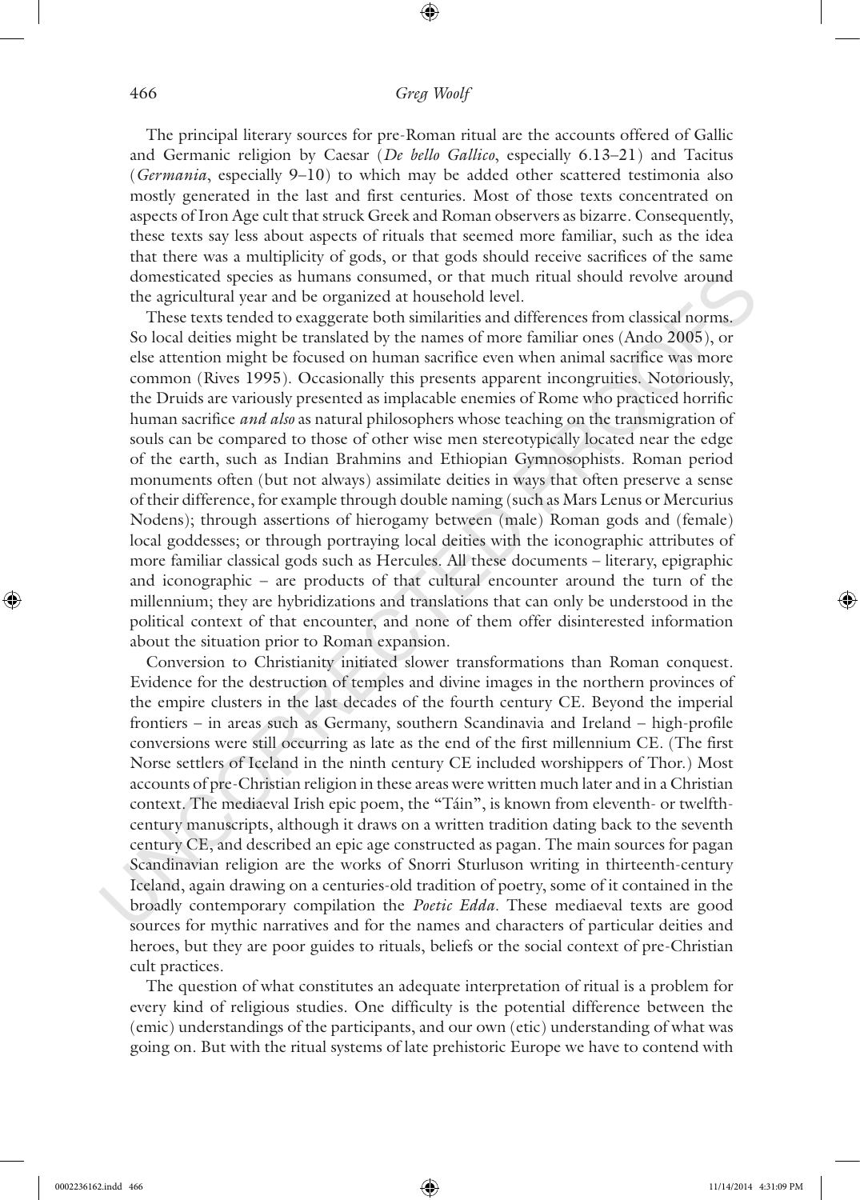The principal literary sources for pre-Roman ritual are the accounts offered of Gallic and Germanic religion by Caesar (*De bello Gallico*, especially 6.13–21) and Tacitus (*Germania*, especially 9–10) to which may be added other scattered testimonia also mostly generated in the last and first centuries. Most of those texts concentrated on aspects of Iron Age cult that struck Greek and Roman observers as bizarre. Consequently, these texts say less about aspects of rituals that seemed more familiar, such as the idea that there was a multiplicity of gods, or that gods should receive sacrifices of the same domesticated species as humans consumed, or that much ritual should revolve around the agricultural year and be organized at household level.

These texts tended to exaggerate both similarities and differences from classical norms. So local deities might be translated by the names of more familiar ones (Ando 2005), or else attention might be focused on human sacrifice even when animal sacrifice was more common (Rives 1995). Occasionally this presents apparent incongruities. Notoriously, the Druids are variously presented as implacable enemies of Rome who practiced horrific human sacrifice *and also* as natural philosophers whose teaching on the transmigration of souls can be compared to those of other wise men stereotypically located near the edge of the earth, such as Indian Brahmins and Ethiopian Gymnosophists. Roman period monuments often (but not always) assimilate deities in ways that often preserve a sense of their difference, for example through double naming (such as Mars Lenus or Mercurius Nodens); through assertions of hierogamy between (male) Roman gods and (female) local goddesses; or through portraying local deities with the iconographic attributes of more familiar classical gods such as Hercules. All these documents – literary, epigraphic and iconographic – are products of that cultural encounter around the turn of the millennium; they are hybridizations and translations that can only be understood in the political context of that encounter, and none of them offer disinterested information about the situation prior to Roman expansion.

Conversion to Christianity initiated slower transformations than Roman conquest. Evidence for the destruction of temples and divine images in the northern provinces of the empire clusters in the last decades of the fourth century CE. Beyond the imperial frontiers – in areas such as Germany, southern Scandinavia and Ireland – high-profile conversions were still occurring as late as the end of the first millennium CE. (The first Norse settlers of Iceland in the ninth century CE included worshippers of Thor.) Most accounts of pre-Christian religion in these areas were written much later and in a Christian context. The mediaeval Irish epic poem, the "Táin", is known from eleventh- or twelfth-century manuscripts, although it draws on a written tradition dating back to the seventh century CE, and described an epic age constructed as pagan. The main sources for pagan Scandinavian religion are the works of Snorri Sturluson writing in thirteenth-century Iceland, again drawing on a centuries-old tradition of poetry, some of it contained in the broadly contemporary compilation the *Poetic Edda*. These mediaeval texts are good sources for mythic narratives and for the names and characters of particular deities and heroes, but they are poor guides to rituals, beliefs or the social context of pre-Christian cult practices.

The question of what constitutes an adequate interpretation of ritual is a problem for every kind of religious studies. One difficulty is the potential difference between the (emic) understandings of the participants, and our own (etic) understanding of what was going on. But with the ritual systems of late prehistoric Europe we have to contend with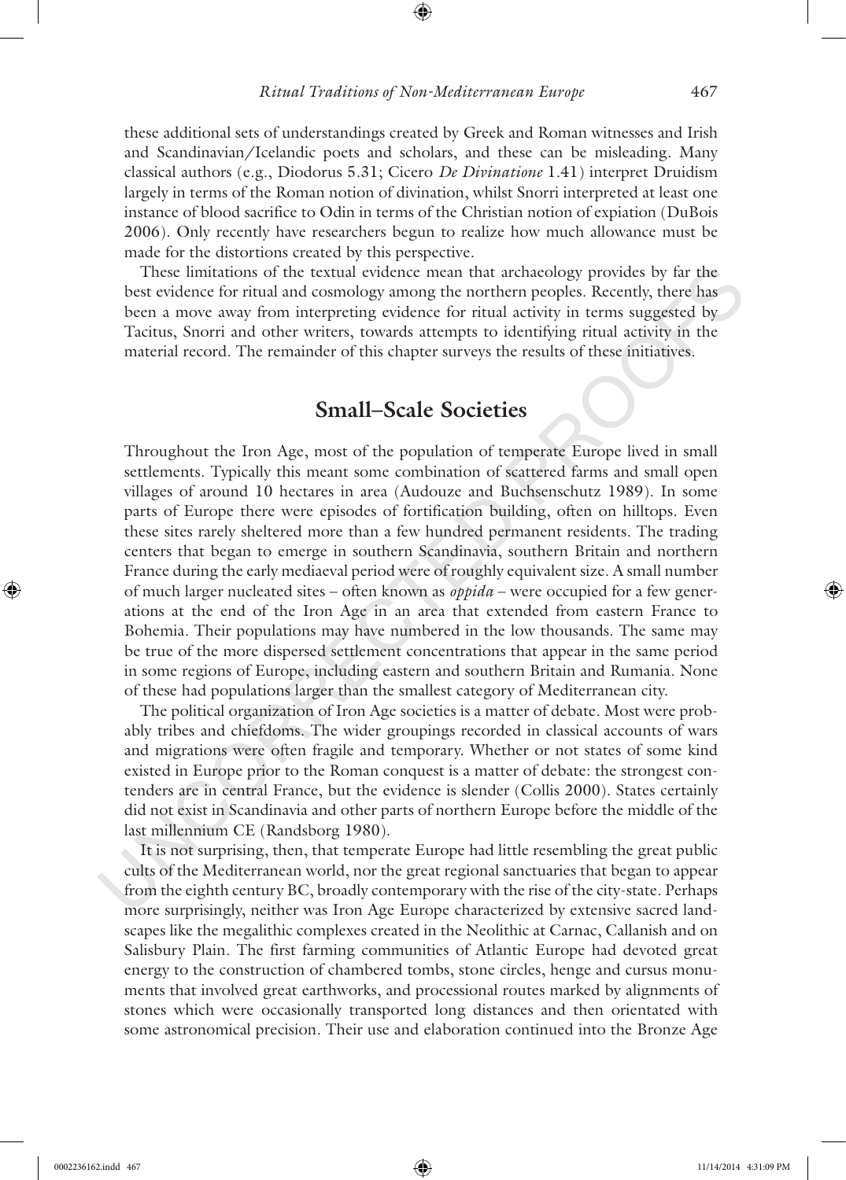these additional sets of understandings created by Greek and Roman witnesses and Irish and Scandinavian/Icelandic poets and scholars, and these can be misleading. Many classical authors (e.g., Diodorus 5.31; Cicero *De Divinatione* 1.41) interpret Druidism largely in terms of the Roman notion of divination, whilst Snorri interpreted at least one instance of blood sacrifice to Odin in terms of the Christian notion of expiation (DuBois 2006). Only recently have researchers begun to realize how much allowance must be made for the distortions created by this perspective.

These limitations of the textual evidence mean that archaeology provides by far the best evidence for ritual and cosmology among the northern peoples. Recently, there has been a move away from interpreting evidence for ritual activity in terms suggested by Tacitus, Snorri and other writers, towards attempts to identifying ritual activity in the material record. The remainder of this chapter surveys the results of these initiatives.

## Small–Scale Societies

Throughout the Iron Age, most of the population of temperate Europe lived in small settlements. Typically this meant some combination of scattered farms and small open villages of around 10 hectares in area (Audouze and Buchsenschutz 1989). In some parts of Europe there were episodes of fortification building, often on hilltops. Even these sites rarely sheltered more than a few hundred permanent residents. The trading centers that began to emerge in southern Scandinavia, southern Britain and northern France during the early mediaeval period were of roughly equivalent size. A small number of much larger nucleated sites – often known as *oppida* – were occupied for a few generations at the end of the Iron Age in an area that extended from eastern France to Bohemia. Their populations may have numbered in the low thousands. The same may be true of the more dispersed settlement concentrations that appear in the same period in some regions of Europe, including eastern and southern Britain and Rumania. None of these had populations larger than the smallest category of Mediterranean city.

The political organization of Iron Age societies is a matter of debate. Most were probably tribes and chiefdoms. The wider groupings recorded in classical accounts of wars and migrations were often fragile and temporary. Whether or not states of some kind existed in Europe prior to the Roman conquest is a matter of debate: the strongest contenders are in central France, but the evidence is slender (Collis 2000). States certainly did not exist in Scandinavia and other parts of northern Europe before the middle of the last millennium CE (Randsborg 1980).

It is not surprising, then, that temperate Europe had little resembling the great public cults of the Mediterranean world, nor the great regional sanctuaries that began to appear from the eighth century BC, broadly contemporary with the rise of the city-state. Perhaps more surprisingly, neither was Iron Age Europe characterized by extensive sacred landscapes like the megalithic complexes created in the Neolithic at Carnac, Callanish and on Salisbury Plain. The first farming communities of Atlantic Europe had devoted great energy to the construction of chambered tombs, stone circles, henge and cursus monuments that involved great earthworks, and processional routes marked by alignments of stones which were occasionally transported long distances and then orientated with some astronomical precision. Their use and elaboration continued into the Bronze Age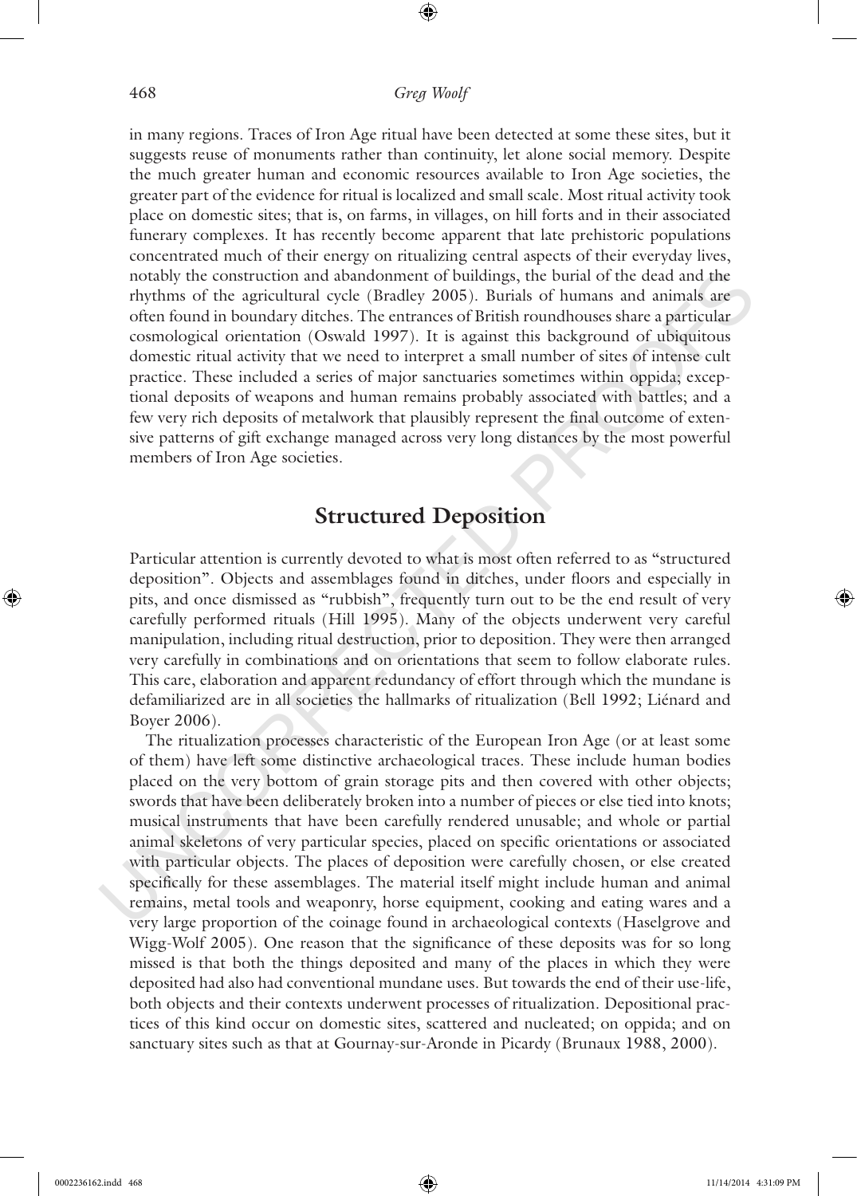in many regions. Traces of Iron Age ritual have been detected at some these sites, but it suggests reuse of monuments rather than continuity, let alone social memory. Despite the much greater human and economic resources available to Iron Age societies, the greater part of the evidence for ritual is localized and small scale. Most ritual activity took place on domestic sites; that is, on farms, in villages, on hill forts and in their associated funerary complexes. It has recently become apparent that late prehistoric populations concentrated much of their energy on ritualizing central aspects of their everyday lives, notably the construction and abandonment of buildings, the burial of the dead and the rhythms of the agricultural cycle (Bradley 2005). Burials of humans and animals are often found in boundary ditches. The entrances of British roundhouses share a particular cosmological orientation (Oswald 1997). It is against this background of ubiquitous domestic ritual activity that we need to interpret a small number of sites of intense cult practice. These included a series of major sanctuaries sometimes within oppida; exceptional deposits of weapons and human remains probably associated with battles; and a few very rich deposits of metalwork that plausibly represent the final outcome of extensive patterns of gift exchange managed across very long distances by the most powerful members of Iron Age societies.

## Structured Deposition

Particular attention is currently devoted to what is most often referred to as "structured deposition". Objects and assemblages found in ditches, under floors and especially in pits, and once dismissed as "rubbish", frequently turn out to be the end result of very carefully performed rituals (Hill 1995). Many of the objects underwent very careful manipulation, including ritual destruction, prior to deposition. They were then arranged very carefully in combinations and on orientations that seem to follow elaborate rules. This care, elaboration and apparent redundancy of effort through which the mundane is defamiliarized are in all societies the hallmarks of ritualization (Bell 1992; Liénard and Boyer 2006).

The ritualization processes characteristic of the European Iron Age (or at least some of them) have left some distinctive archaeological traces. These include human bodies placed on the very bottom of grain storage pits and then covered with other objects; swords that have been deliberately broken into a number of pieces or else tied into knots; musical instruments that have been carefully rendered unusable; and whole or partial animal skeletons of very particular species, placed on specific orientations or associated with particular objects. The places of deposition were carefully chosen, or else created specifically for these assemblages. The material itself might include human and animal remains, metal tools and weaponry, horse equipment, cooking and eating wares and a very large proportion of the coinage found in archaeological contexts (Haselgrove and Wigg-Wolf 2005). One reason that the significance of these deposits was for so long missed is that both the things deposited and many of the places in which they were deposited had also had conventional mundane uses. But towards the end of their use-life, both objects and their contexts underwent processes of ritualization. Depositional practices of this kind occur on domestic sites, scattered and nucleated; on oppida; and on sanctuary sites such as that at Gournay-sur-Aronde in Picardy (Brunaux 1988, 2000).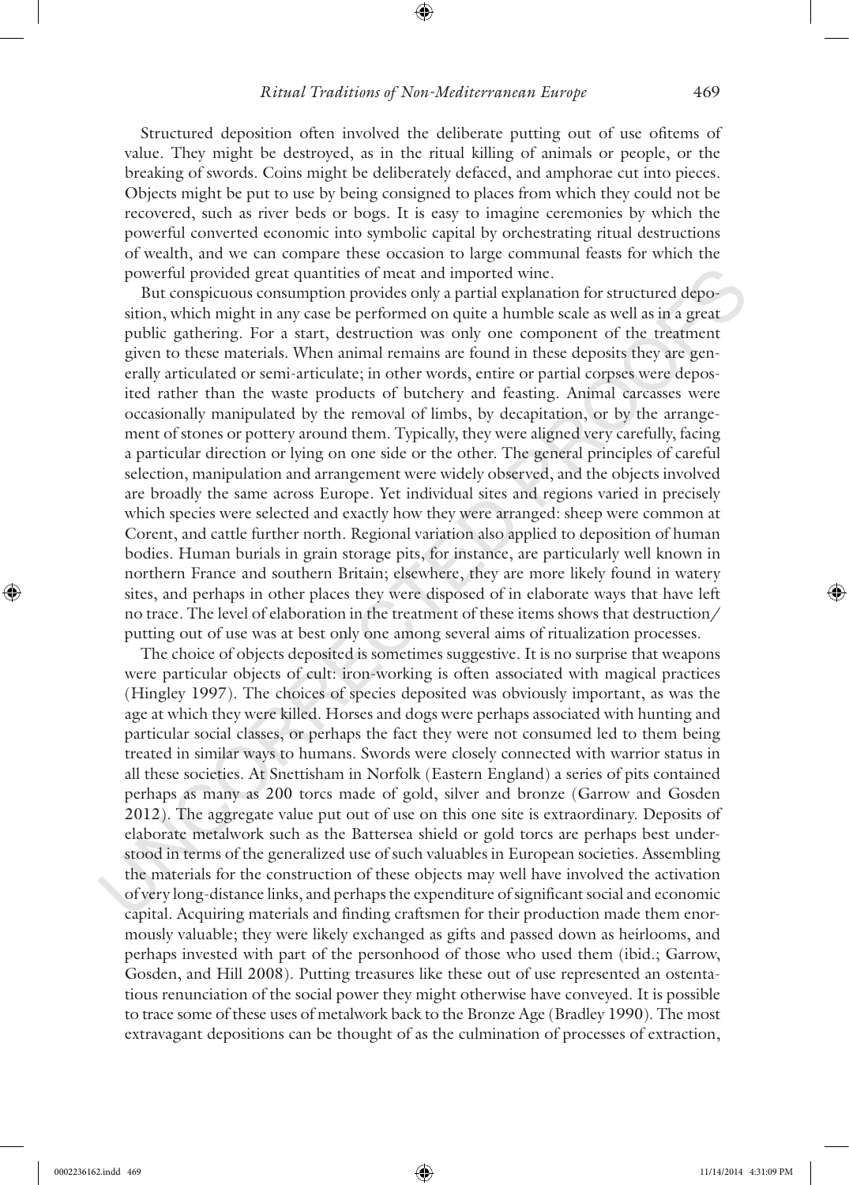Structured deposition often involved the deliberate putting out of use ofitems of value. They might be destroyed, as in the ritual killing of animals or people, or the breaking of swords. Coins might be deliberately defaced, and amphorae cut into pieces. Objects might be put to use by being consigned to places from which they could not be recovered, such as river beds or bogs. It is easy to imagine ceremonies by which the powerful converted economic into symbolic capital by orchestrating ritual destructions of wealth, and we can compare these occasion to large communal feasts for which the powerful provided great quantities of meat and imported wine.

But conspicuous consumption provides only a partial explanation for structured deposition, which might in any case be performed on quite a humble scale as well as in a great public gathering. For a start, destruction was only one component of the treatment given to these materials. When animal remains are found in these deposits they are generally articulated or semi-articulate; in other words, entire or partial corpses were deposited rather than the waste products of butchery and feasting. Animal carcasses were occasionally manipulated by the removal of limbs, by decapitation, or by the arrangement of stones or pottery around them. Typically, they were aligned very carefully, facing a particular direction or lying on one side or the other. The general principles of careful selection, manipulation and arrangement were widely observed, and the objects involved are broadly the same across Europe. Yet individual sites and regions varied in precisely which species were selected and exactly how they were arranged: sheep were common at Corent, and cattle further north. Regional variation also applied to deposition of human bodies. Human burials in grain storage pits, for instance, are particularly well known in northern France and southern Britain; elsewhere, they are more likely found in watery sites, and perhaps in other places they were disposed of in elaborate ways that have left no trace. The level of elaboration in the treatment of these items shows that destruction/putting out of use was at best only one among several aims of ritualization processes.

The choice of objects deposited is sometimes suggestive. It is no surprise that weapons were particular objects of cult: iron-working is often associated with magical practices (Hingley 1997). The choices of species deposited was obviously important, as was the age at which they were killed. Horses and dogs were perhaps associated with hunting and particular social classes, or perhaps the fact they were not consumed led to them being treated in similar ways to humans. Swords were closely connected with warrior status in all these societies. At Snettisham in Norfolk (Eastern England) a series of pits contained perhaps as many as 200 torcs made of gold, silver and bronze (Garrow and Gosden 2012). The aggregate value put out of use on this one site is extraordinary. Deposits of elaborate metalwork such as the Battersea shield or gold torcs are perhaps best understood in terms of the generalized use of such valuables in European societies. Assembling the materials for the construction of these objects may well have involved the activation of very long-distance links, and perhaps the expenditure of significant social and economic capital. Acquiring materials and finding craftsmen for their production made them enormously valuable; they were likely exchanged as gifts and passed down as heirlooms, and perhaps invested with part of the personhood of those who used them (ibid.; Garrow, Gosden, and Hill 2008). Putting treasures like these out of use represented an ostentatious renunciation of the social power they might otherwise have conveyed. It is possible to trace some of these uses of metalwork back to the Bronze Age (Bradley 1990). The most extravagant depositions can be thought of as the culmination of processes of extraction,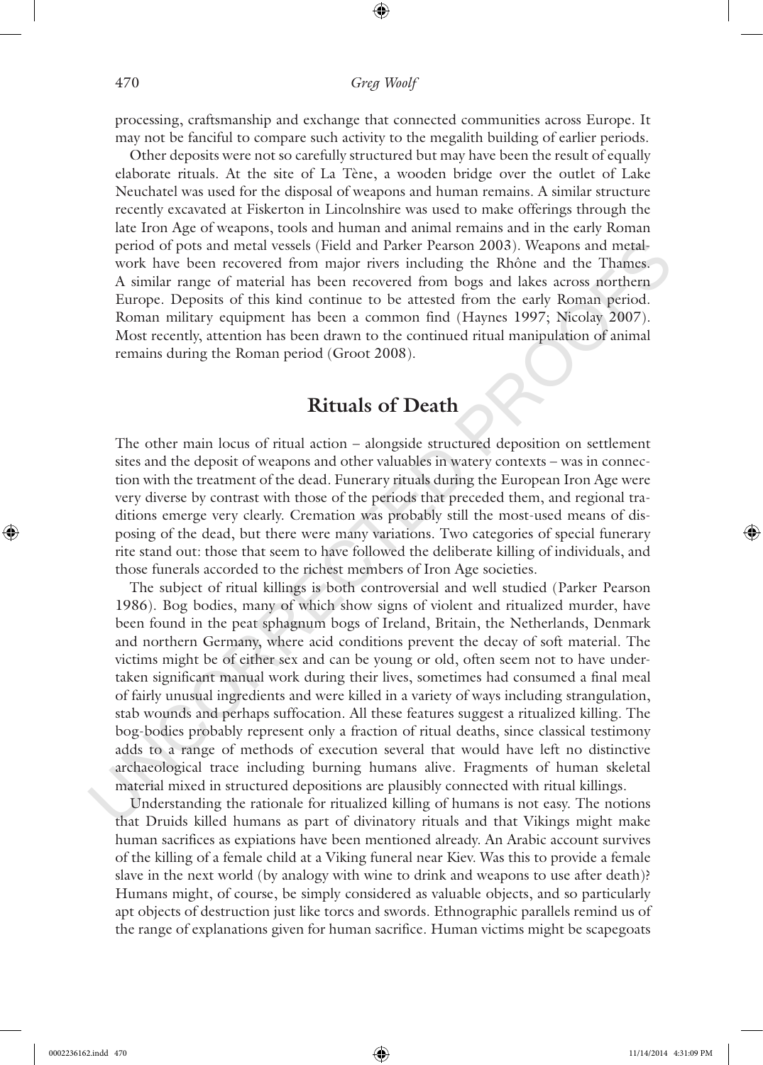processing, craftsmanship and exchange that connected communities across Europe. It may not be fanciful to compare such activity to the megalith building of earlier periods.

Other deposits were not so carefully structured but may have been the result of equally elaborate rituals. At the site of La Tène, a wooden bridge over the outlet of Lake Neuchatel was used for the disposal of weapons and human remains. A similar structure recently excavated at Fiskerton in Lincolnshire was used to make offerings through the late Iron Age of weapons, tools and human and animal remains and in the early Roman period of pots and metal vessels (Field and Parker Pearson 2003). Weapons and metalwork have been recovered from major rivers including the Rhône and the Thames. A similar range of material has been recovered from bogs and lakes across northern Europe. Deposits of this kind continue to be attested from the early Roman period. Roman military equipment has been a common find (Haynes 1997; Nicolay 2007). Most recently, attention has been drawn to the continued ritual manipulation of animal remains during the Roman period (Groot 2008).

## Rituals of Death

The other main locus of ritual action – alongside structured deposition on settlement sites and the deposit of weapons and other valuables in watery contexts – was in connection with the treatment of the dead. Funerary rituals during the European Iron Age were very diverse by contrast with those of the periods that preceded them, and regional traditions emerge very clearly. Cremation was probably still the most-used means of disposing of the dead, but there were many variations. Two categories of special funerary rite stand out: those that seem to have followed the deliberate killing of individuals, and those funerals accorded to the richest members of Iron Age societies.

The subject of ritual killings is both controversial and well studied (Parker Pearson 1986). Bog bodies, many of which show signs of violent and ritualized murder, have been found in the peat sphagnum bogs of Ireland, Britain, the Netherlands, Denmark and northern Germany, where acid conditions prevent the decay of soft material. The victims might be of either sex and can be young or old, often seem not to have undertaken significant manual work during their lives, sometimes had consumed a final meal of fairly unusual ingredients and were killed in a variety of ways including strangulation, stab wounds and perhaps suffocation. All these features suggest a ritualized killing. The bog-bodies probably represent only a fraction of ritual deaths, since classical testimony adds to a range of methods of execution several that would have left no distinctive archaeological trace including burning humans alive. Fragments of human skeletal material mixed in structured depositions are plausibly connected with ritual killings.

Understanding the rationale for ritualized killing of humans is not easy. The notions that Druids killed humans as part of divinatory rituals and that Vikings might make human sacrifices as expiations have been mentioned already. An Arabic account survives of the killing of a female child at a Viking funeral near Kiev. Was this to provide a female slave in the next world (by analogy with wine to drink and weapons to use after death)? Humans might, of course, be simply considered as valuable objects, and so particularly apt objects of destruction just like torcs and swords. Ethnographic parallels remind us of the range of explanations given for human sacrifice. Human victims might be scapegoats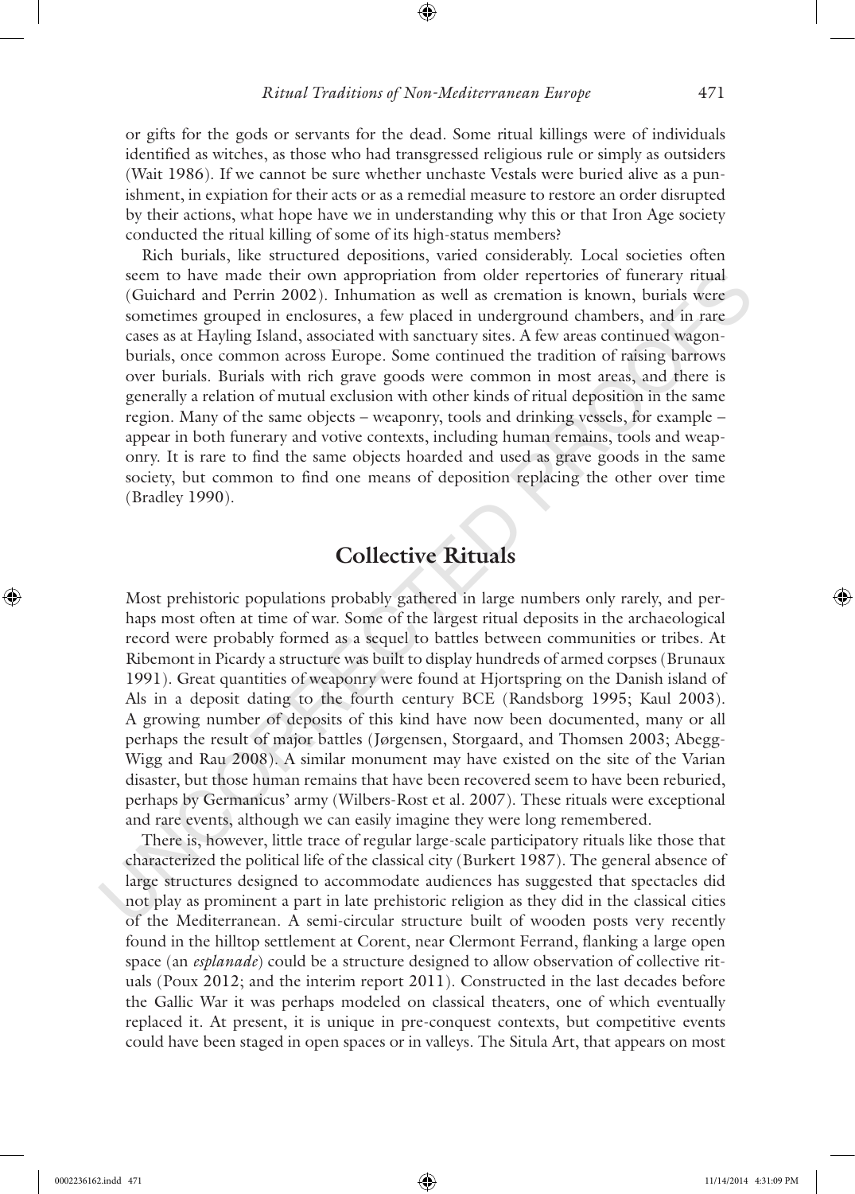or gifts for the gods or servants for the dead. Some ritual killings were of individuals identified as witches, as those who had transgressed religious rule or simply as outsiders (Wait 1986). If we cannot be sure whether unchaste Vestals were buried alive as a punishment, in expiation for their acts or as a remedial measure to restore an order disrupted by their actions, what hope have we in understanding why this or that Iron Age society conducted the ritual killing of some of its high-status members?

Rich burials, like structured depositions, varied considerably. Local societies often seem to have made their own appropriation from older repertories of funerary ritual (Guichard and Perrin 2002). Inhumation as well as cremation is known, burials were sometimes grouped in enclosures, a few placed in underground chambers, and in rare cases as at Hayling Island, associated with sanctuary sites. A few areas continued wagon-burials, once common across Europe. Some continued the tradition of raising barrows over burials. Burials with rich grave goods were common in most areas, and there is generally a relation of mutual exclusion with other kinds of ritual deposition in the same region. Many of the same objects – weaponry, tools and drinking vessels, for example – appear in both funerary and votive contexts, including human remains, tools and weaponry. It is rare to find the same objects hoarded and used as grave goods in the same society, but common to find one means of deposition replacing the other over time (Bradley 1990).

## Collective Rituals

Most prehistoric populations probably gathered in large numbers only rarely, and perhaps most often at time of war. Some of the largest ritual deposits in the archaeological record were probably formed as a sequel to battles between communities or tribes. At Ribemont in Picardy a structure was built to display hundreds of armed corpses (Brunaux 1991). Great quantities of weaponry were found at Hjortspring on the Danish island of Als in a deposit dating to the fourth century BCE (Randsborg 1995; Kaul 2003). A growing number of deposits of this kind have now been documented, many or all perhaps the result of major battles (Jørgensen, Storgaard, and Thomsen 2003; Abegg-Wigg and Rau 2008). A similar monument may have existed on the site of the Varian disaster, but those human remains that have been recovered seem to have been reburied, perhaps by Germanicus' army (Wilbers-Rost et al. 2007). These rituals were exceptional and rare events, although we can easily imagine they were long remembered.

There is, however, little trace of regular large-scale participatory rituals like those that characterized the political life of the classical city (Burkert 1987). The general absence of large structures designed to accommodate audiences has suggested that spectacles did not play as prominent a part in late prehistoric religion as they did in the classical cities of the Mediterranean. A semi-circular structure built of wooden posts very recently found in the hilltop settlement at Corent, near Clermont Ferrand, flanking a large open space (an *esplanade*) could be a structure designed to allow observation of collective rituals (Poux 2012; and the interim report 2011). Constructed in the last decades before the Gallic War it was perhaps modeled on classical theaters, one of which eventually replaced it. At present, it is unique in pre-conquest contexts, but competitive events could have been staged in open spaces or in valleys. The Situla Art, that appears on most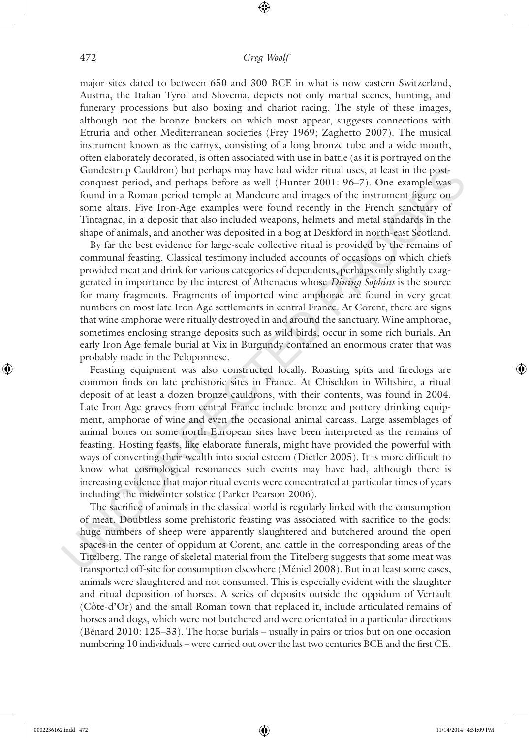major sites dated to between 650 and 300 BCE in what is now eastern Switzerland, Austria, the Italian Tyrol and Slovenia, depicts not only martial scenes, hunting, and funerary processions but also boxing and chariot racing. The style of these images, although not the bronze buckets on which most appear, suggests connections with Etruria and other Mediterranean societies (Frey 1969; Zaghetto 2007). The musical instrument known as the carnyx, consisting of a long bronze tube and a wide mouth, often elaborately decorated, is often associated with use in battle (as it is portrayed on the Gundestrup Cauldron) but perhaps may have had wider ritual uses, at least in the post-conquest period, and perhaps before as well (Hunter 2001: 96–7). One example was found in a Roman period temple at Mandeure and images of the instrument figure on some altars. Five Iron-Age examples were found recently in the French sanctuary of Tintagnac, in a deposit that also included weapons, helmets and metal standards in the shape of animals, and another was deposited in a bog at Deskford in north-east Scotland.

By far the best evidence for large-scale collective ritual is provided by the remains of communal feasting. Classical testimony included accounts of occasions on which chiefs provided meat and drink for various categories of dependents, perhaps only slightly exaggerated in importance by the interest of Athenaeus whose *Dining Sophists* is the source for many fragments. Fragments of imported wine amphorae are found in very great numbers on most late Iron Age settlements in central France. At Corent, there are signs that wine amphorae were ritually destroyed in and around the sanctuary. Wine amphorae, sometimes enclosing strange deposits such as wild birds, occur in some rich burials. An early Iron Age female burial at Vix in Burgundy contained an enormous crater that was probably made in the Peloponnese.

Feasting equipment was also constructed locally. Roasting spits and firedogs are common finds on late prehistoric sites in France. At Chiseldon in Wiltshire, a ritual deposit of at least a dozen bronze cauldrons, with their contents, was found in 2004. Late Iron Age graves from central France include bronze and pottery drinking equipment, amphorae of wine and even the occasional animal carcass. Large assemblages of animal bones on some north European sites have been interpreted as the remains of feasting. Hosting feasts, like elaborate funerals, might have provided the powerful with ways of converting their wealth into social esteem (Dietler 2005). It is more difficult to know what cosmological resonances such events may have had, although there is increasing evidence that major ritual events were concentrated at particular times of years including the midwinter solstice (Parker Pearson 2006).

The sacrifice of animals in the classical world is regularly linked with the consumption of meat. Doubtless some prehistoric feasting was associated with sacrifice to the gods: huge numbers of sheep were apparently slaughtered and butchered around the open spaces in the center of oppidum at Corent, and cattle in the corresponding areas of the Titelberg. The range of skeletal material from the Titelberg suggests that some meat was transported off-site for consumption elsewhere (Méniel 2008). But in at least some cases, animals were slaughtered and not consumed. This is especially evident with the slaughter and ritual deposition of horses. A series of deposits outside the oppidum of Vertault (Côte-d'Or) and the small Roman town that replaced it, include articulated remains of horses and dogs, which were not butchered and were orientated in a particular directions (Bénard 2010: 125–33). The horse burials – usually in pairs or trios but on one occasion numbering 10 individuals – were carried out over the last two centuries BCE and the first CE.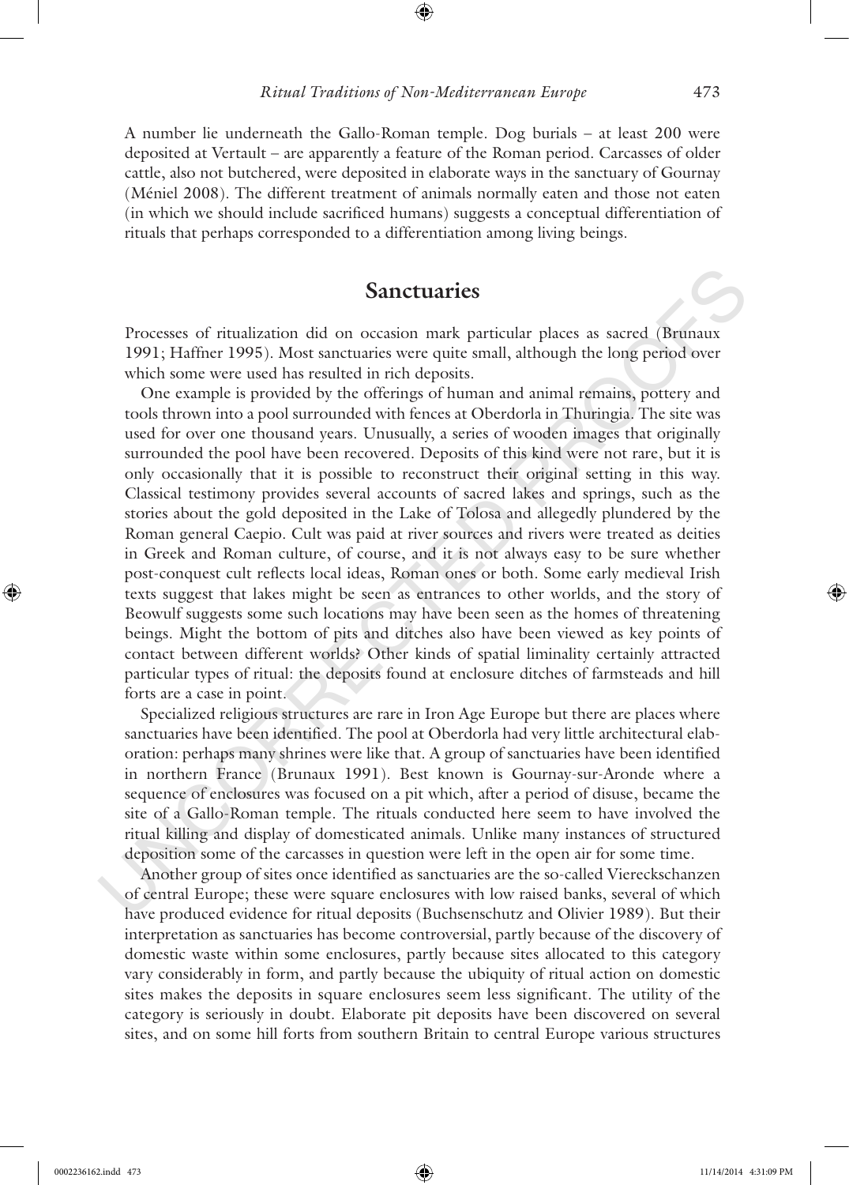A number lie underneath the Gallo-Roman temple. Dog burials – at least 200 were deposited at Vertault – are apparently a feature of the Roman period. Carcasses of older cattle, also not butchered, were deposited in elaborate ways in the sanctuary of Gournay (Méniel 2008). The different treatment of animals normally eaten and those not eaten (in which we should include sacrificed humans) suggests a conceptual differentiation of rituals that perhaps corresponded to a differentiation among living beings.

## Sanctuaries

Processes of ritualization did on occasion mark particular places as sacred (Brunaux 1991; Haffner 1995). Most sanctuaries were quite small, although the long period over which some were used has resulted in rich deposits.

One example is provided by the offerings of human and animal remains, pottery and tools thrown into a pool surrounded with fences at Oberdorla in Thuringia. The site was used for over one thousand years. Unusually, a series of wooden images that originally surrounded the pool have been recovered. Deposits of this kind were not rare, but it is only occasionally that it is possible to reconstruct their original setting in this way. Classical testimony provides several accounts of sacred lakes and springs, such as the stories about the gold deposited in the Lake of Tolosa and allegedly plundered by the Roman general Caepio. Cult was paid at river sources and rivers were treated as deities in Greek and Roman culture, of course, and it is not always easy to be sure whether post-conquest cult reflects local ideas, Roman ones or both. Some early medieval Irish texts suggest that lakes might be seen as entrances to other worlds, and the story of Beowulf suggests some such locations may have been seen as the homes of threatening beings. Might the bottom of pits and ditches also have been viewed as key points of contact between different worlds? Other kinds of spatial liminality certainly attracted particular types of ritual: the deposits found at enclosure ditches of farmsteads and hill forts are a case in point.

Specialized religious structures are rare in Iron Age Europe but there are places where sanctuaries have been identified. The pool at Oberdorla had very little architectural elaboration: perhaps many shrines were like that. A group of sanctuaries have been identified in northern France (Brunaux 1991). Best known is Gournay-sur-Aronde where a sequence of enclosures was focused on a pit which, after a period of disuse, became the site of a Gallo-Roman temple. The rituals conducted here seem to have involved the ritual killing and display of domesticated animals. Unlike many instances of structured deposition some of the carcasses in question were left in the open air for some time.

Another group of sites once identified as sanctuaries are the so-called Viereckschanzen of central Europe; these were square enclosures with low raised banks, several of which have produced evidence for ritual deposits (Buchsenschutz and Olivier 1989). But their interpretation as sanctuaries has become controversial, partly because of the discovery of domestic waste within some enclosures, partly because sites allocated to this category vary considerably in form, and partly because the ubiquity of ritual action on domestic sites makes the deposits in square enclosures seem less significant. The utility of the category is seriously in doubt. Elaborate pit deposits have been discovered on several sites, and on some hill forts from southern Britain to central Europe various structures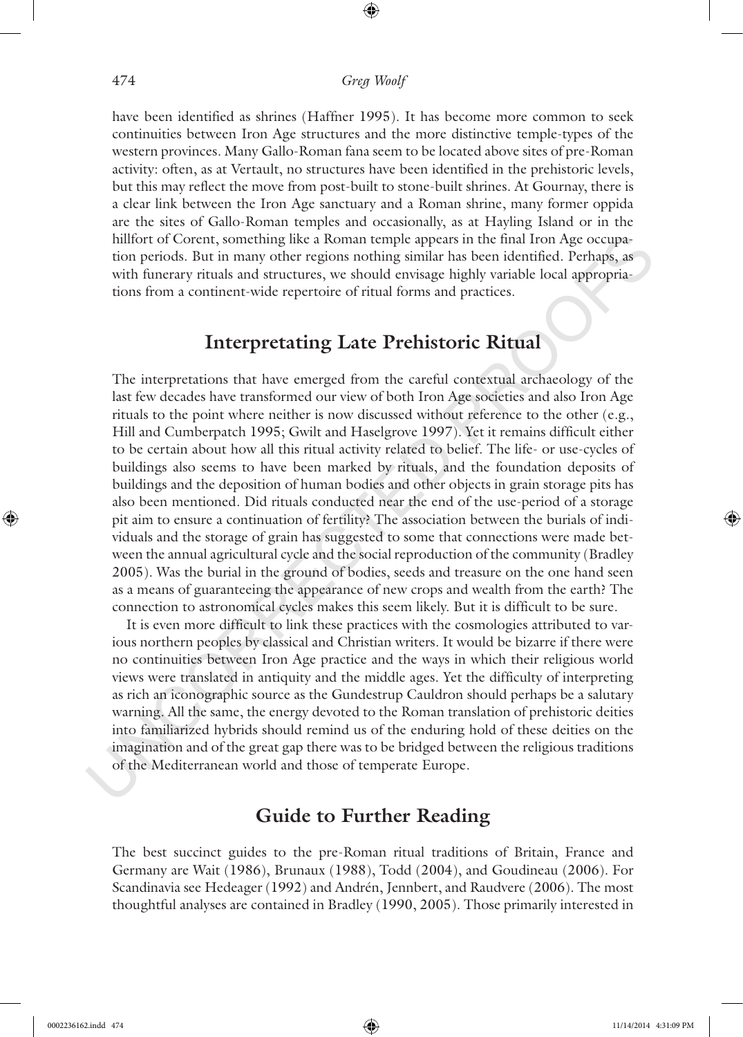have been identified as shrines (Haffner 1995). It has become more common to seek continuities between Iron Age structures and the more distinctive temple-types of the western provinces. Many Gallo-Roman fana seem to be located above sites of pre-Roman activity: often, as at Vertault, no structures have been identified in the prehistoric levels, but this may reflect the move from post-built to stone-built shrines. At Gournay, there is a clear link between the Iron Age sanctuary and a Roman shrine, many former oppida are the sites of Gallo-Roman temples and occasionally, as at Hayling Island or in the hillfort of Corent, something like a Roman temple appears in the final Iron Age occupation periods. But in many other regions nothing similar has been identified. Perhaps, as with funerary rituals and structures, we should envisage highly variable local appropriations from a continent-wide repertoire of ritual forms and practices.

## Interpretating Late Prehistoric Ritual

The interpretations that have emerged from the careful contextual archaeology of the last few decades have transformed our view of both Iron Age societies and also Iron Age rituals to the point where neither is now discussed without reference to the other (e.g., Hill and Cumberpatch 1995; Gwilt and Haselgrove 1997). Yet it remains difficult either to be certain about how all this ritual activity related to belief. The life- or use-cycles of buildings also seems to have been marked by rituals, and the foundation deposits of buildings and the deposition of human bodies and other objects in grain storage pits has also been mentioned. Did rituals conducted near the end of the use-period of a storage pit aim to ensure a continuation of fertility? The association between the burials of individuals and the storage of grain has suggested to some that connections were made between the annual agricultural cycle and the social reproduction of the community (Bradley 2005). Was the burial in the ground of bodies, seeds and treasure on the one hand seen as a means of guaranteeing the appearance of new crops and wealth from the earth? The connection to astronomical cycles makes this seem likely. But it is difficult to be sure.

It is even more difficult to link these practices with the cosmologies attributed to various northern peoples by classical and Christian writers. It would be bizarre if there were no continuities between Iron Age practice and the ways in which their religious world views were translated in antiquity and the middle ages. Yet the difficulty of interpreting as rich an iconographic source as the Gundestrup Cauldron should perhaps be a salutary warning. All the same, the energy devoted to the Roman translation of prehistoric deities into familiarized hybrids should remind us of the enduring hold of these deities on the imagination and of the great gap there was to be bridged between the religious traditions of the Mediterranean world and those of temperate Europe.

## Guide to Further Reading

The best succinct guides to the pre-Roman ritual traditions of Britain, France and Germany are Wait (1986), Brunaux (1988), Todd (2004), and Goudineau (2006). For Scandinavia see Hedeager (1992) and Andrén, Jennbert, and Raudvere (2006). The most thoughtful analyses are contained in Bradley (1990, 2005). Those primarily interested in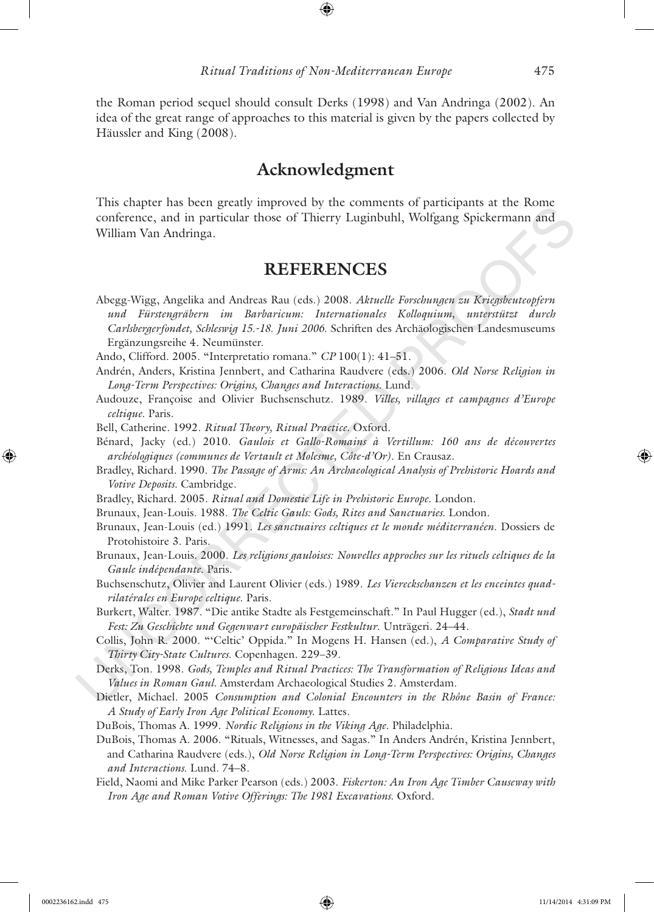the Roman period sequel should consult Derks (1998) and Van Andringa (2002). An idea of the great range of approaches to this material is given by the papers collected by Häussler and King (2008).

## Acknowledgment

This chapter has been greatly improved by the comments of participants at the Rome conference, and in particular those of Thierry Luginbuhl, Wolfgang Spickermann and William Van Andringa.

## REFERENCES

Abegg-Wigg, Angelika and Andreas Rau (eds.) 2008. *Aktuelle Forschungen zu Kriegsbeuteopfern und Fürstengräbern im Barbaricum: Internationales Kolloquium, unterstützt durch Carlsbergerfondet, Schleswig 15.-18. Juni 2006.* Schriften des Archäologischen Landesmuseums Ergänzungsreihe 4. Neumünster.

Ando, Clifford. 2005. "Interpretatio romana." *CP* 100(1): 41–51.

Andrén, Anders, Kristina Jennbert, and Catharina Raudvere (eds.) 2006. *Old Norse Religion in Long-Term Perspectives: Origins, Changes and Interactions.* Lund.

Audouze, Françoise and Olivier Buchsenschutz. 1989. *Villes, villages et campagnes d'Europe celtique.* Paris.

Bell, Catherine. 1992. *Ritual Theory, Ritual Practice.* Oxford.

Bénard, Jacky (ed.) 2010. *Gaulois et Gallo-Romains à Vertillum: 160 ans de découvertes archéologiques (communes de Vertault et Molesme, Côte-d'Or).* En Crausaz.

Bradley, Richard. 1990. *The Passage of Arms: An Archaeological Analysis of Prehistoric Hoards and Votive Deposits.* Cambridge.

Bradley, Richard. 2005. *Ritual and Domestic Life in Prehistoric Europe.* London.

Brunaux, Jean-Louis. 1988. *The Celtic Gauls: Gods, Rites and Sanctuaries.* London.

Brunaux, Jean-Louis (ed.) 1991. *Les sanctuaires celtiques et le monde méditerranéen.* Dossiers de Protohistoire 3. Paris.

Brunaux, Jean-Louis. 2000. *Les religions gauloises: Nouvelles approches sur les rituels celtiques de la Gaule indépendante.* Paris.

Buchsenschutz, Olivier and Laurent Olivier (eds.) 1989. *Les Viereckschanzen et les enceintes quadrilatérales en Europe celtique.* Paris.

Burkert, Walter. 1987. "Die antike Stadte als Festgemeinschaft." In Paul Hugger (ed.), *Stadt und Fest: Zu Geschichte und Gegenwart europäischer Festkultur.* Unträgeri. 24–44.

Collis, John R. 2000. "'Celtic' Oppida." In Mogens H. Hansen (ed.), *A Comparative Study of Thirty City-State Cultures.* Copenhagen. 229–39.

Derks, Ton. 1998. *Gods, Temples and Ritual Practices: The Transformation of Religious Ideas and Values in Roman Gaul.* Amsterdam Archaeological Studies 2. Amsterdam.

Dietler, Michael. 2005 *Consumption and Colonial Encounters in the Rhône Basin of France: A Study of Early Iron Age Political Economy.* Lattes.

DuBois, Thomas A. 1999. *Nordic Religions in the Viking Age.* Philadelphia.

DuBois, Thomas A. 2006. "Rituals, Witnesses, and Sagas." In Anders Andrén, Kristina Jennbert, and Catharina Raudvere (eds.), *Old Norse Religion in Long-Term Perspectives: Origins, Changes and Interactions.* Lund. 74–8.

Field, Naomi and Mike Parker Pearson (eds.) 2003. *Fiskerton: An Iron Age Timber Causeway with Iron Age and Roman Votive Offerings: The 1981 Excavations.* Oxford.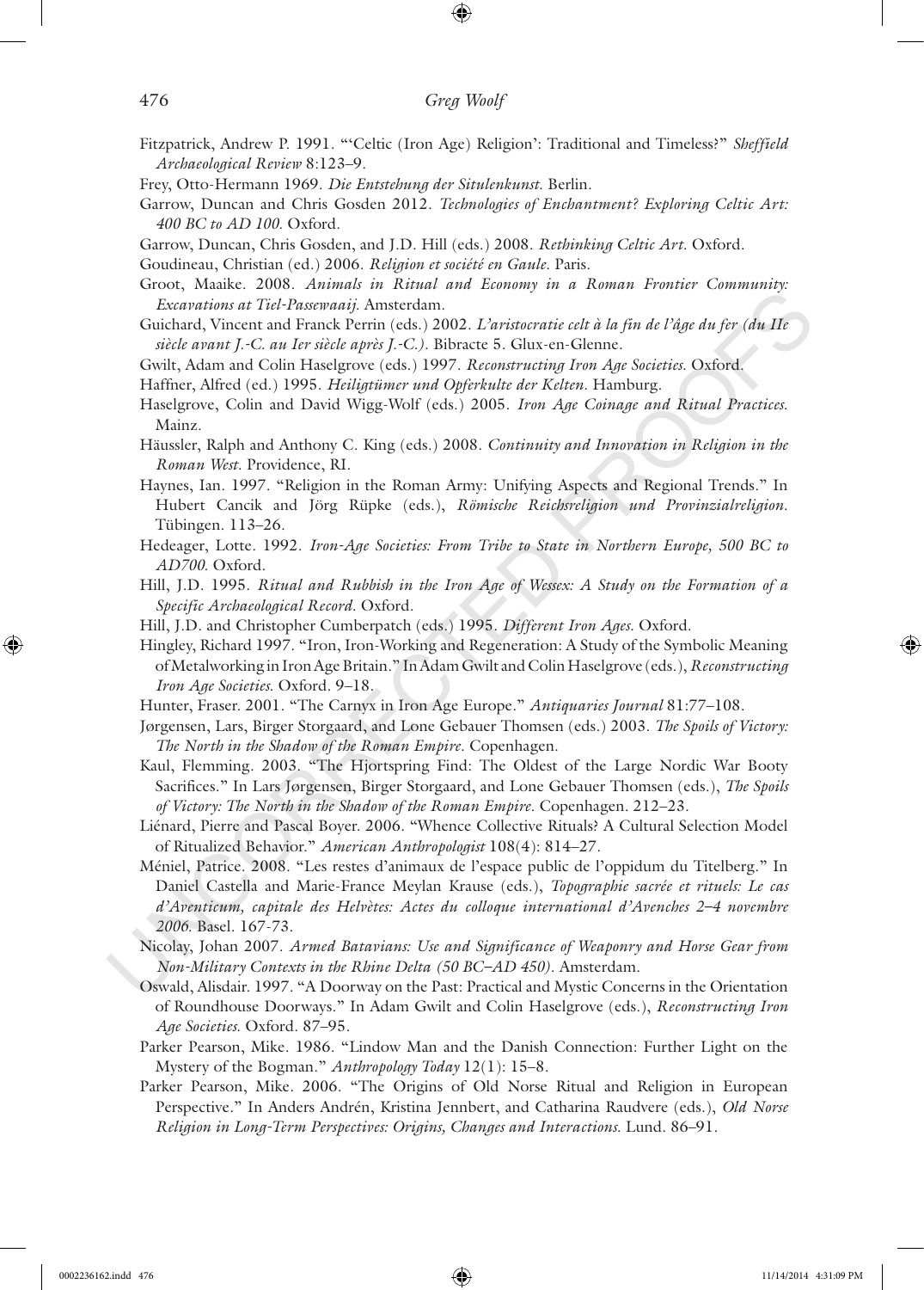Fitzpatrick, Andrew P. 1991. "'Celtic (Iron Age) Religion': Traditional and Timeless?" *Sheffield Archaeological Review* 8:123–9.

Frey, Otto-Hermann 1969. *Die Entstehung der Situlenkunst*. Berlin.

Garrow, Duncan and Chris Gosden 2012. *Technologies of Enchantment? Exploring Celtic Art: 400 BC to AD 100*. Oxford.

Garrow, Duncan, Chris Gosden, and J.D. Hill (eds.) 2008. *Rethinking Celtic Art*. Oxford.

Goudineau, Christian (ed.) 2006. *Religion et société en Gaule*. Paris.

Groot, Maaike. 2008. *Animals in Ritual and Economy in a Roman Frontier Community: Excavations at Tiel-Passewaaij*. Amsterdam.

Guichard, Vincent and Franck Perrin (eds.) 2002. *L'aristocratie celt à la fin de l'âge du fer (du IIe siècle avant J.-C. au Ier siècle après J.-C.)*. Bibracte 5. Glux-en-Glenne.

Gwilt, Adam and Colin Haselgrove (eds.) 1997. *Reconstructing Iron Age Societies*. Oxford.

Haffner, Alfred (ed.) 1995. *Heiligtümer und Opferkulte der Kelten*. Hamburg.

Haselgrove, Colin and David Wigg-Wolf (eds.) 2005. *Iron Age Coinage and Ritual Practices*. Mainz.

Häussler, Ralph and Anthony C. King (eds.) 2008. *Continuity and Innovation in Religion in the Roman West*. Providence, RI.

Haynes, Ian. 1997. "Religion in the Roman Army: Unifying Aspects and Regional Trends." In Hubert Cancik and Jörg Rüpke (eds.), *Römische Reichsreligion und Provinzialreligion*. Tübingen. 113–26.

Hedeager, Lotte. 1992. *Iron-Age Societies: From Tribe to State in Northern Europe, 500 BC to AD700*. Oxford.

Hill, J.D. 1995. *Ritual and Rubbish in the Iron Age of Wessex: A Study on the Formation of a Specific Archaeological Record*. Oxford.

Hill, J.D. and Christopher Cumberpatch (eds.) 1995. *Different Iron Ages*. Oxford.

Hingley, Richard 1997. "Iron, Iron-Working and Regeneration: A Study of the Symbolic Meaning of Metalworking in Iron Age Britain." In Adam Gwilt and Colin Haselgrove (eds.), *Reconstructing Iron Age Societies*. Oxford. 9–18.

Hunter, Fraser. 2001. "The Carnyx in Iron Age Europe." *Antiquaries Journal* 81:77–108.

Jørgensen, Lars, Birger Storgaard, and Lone Gebauer Thomsen (eds.) 2003. *The Spoils of Victory: The North in the Shadow of the Roman Empire*. Copenhagen.

Kaul, Flemming. 2003. "The Hjortspring Find: The Oldest of the Large Nordic War Booty Sacrifices." In Lars Jørgensen, Birger Storgaard, and Lone Gebauer Thomsen (eds.), *The Spoils of Victory: The North in the Shadow of the Roman Empire*. Copenhagen. 212–23.

Liénard, Pierre and Pascal Boyer. 2006. "Whence Collective Rituals? A Cultural Selection Model of Ritualized Behavior." *American Anthropologist* 108(4): 814–27.

Méniel, Patrice. 2008. "Les restes d'animaux de l'espace public de l'oppidum du Titelberg." In Daniel Castella and Marie-France Meylan Krause (eds.), *Topographie sacrée et rituels: Le cas d'Aventicum, capitale des Helvètes: Actes du colloque international d'Avenches 2–4 novembre 2006*. Basel. 167-73.

Nicolay, Johan 2007. *Armed Batavians: Use and Significance of Weaponry and Horse Gear from Non-Military Contexts in the Rhine Delta (50 BC–AD 450)*. Amsterdam.

Oswald, Alisdair. 1997. "A Doorway on the Past: Practical and Mystic Concerns in the Orientation of Roundhouse Doorways." In Adam Gwilt and Colin Haselgrove (eds.), *Reconstructing Iron Age Societies*. Oxford. 87–95.

Parker Pearson, Mike. 1986. "Lindow Man and the Danish Connection: Further Light on the Mystery of the Bogman." *Anthropology Today* 12(1): 15–8.

Parker Pearson, Mike. 2006. "The Origins of Old Norse Ritual and Religion in European Perspective." In Anders Andrén, Kristina Jennbert, and Catharina Raudvere (eds.), *Old Norse Religion in Long-Term Perspectives: Origins, Changes and Interactions*. Lund. 86–91.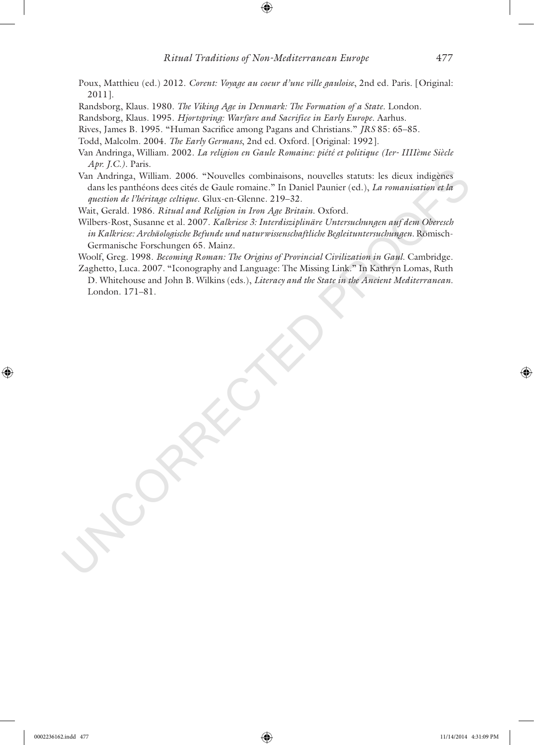Poux, Matthieu (ed.) 2012. *Corent: Voyage au coeur d'une ville gauloise*, 2nd ed. Paris. [Original: 2011].

Randsborg, Klaus. 1980. *The Viking Age in Denmark: The Formation of a State*. London.

Randsborg, Klaus. 1995. *Hjortspring: Warfare and Sacrifice in Early Europe*. Aarhus.

Rives, James B. 1995. "Human Sacrifice among Pagans and Christians." *JRS* 85: 65–85.

Todd, Malcolm. 2004. *The Early Germans*, 2nd ed. Oxford. [Original: 1992].

Van Andringa, William. 2002. *La religion en Gaule Romaine: piété et politique (Ier- IIIème Siècle Apr. J.C.)*. Paris.

Van Andringa, William. 2006. "Nouvelles combinaisons, nouvelles statuts: les dieux indigènes dans les panthéons dees cités de Gaule romaine." In Daniel Paunier (ed.), *La romanisation et la question de l'héritage celtique*. Glux-en-Glenne. 219–32.

Wait, Gerald. 1986. *Ritual and Religion in Iron Age Britain*. Oxford.

Wilbers-Rost, Susanne et al. 2007. *Kalkriese 3: Interdisziplinäre Untersuchungen auf dem Oberesch in Kalkriese: Archäologische Befunde und naturwissenschaftliche Begleituntersuchungen*. Römisch-Germanische Forschungen 65. Mainz.

Woolf, Greg. 1998. *Becoming Roman: The Origins of Provincial Civilization in Gaul*. Cambridge.

Zaghetto, Luca. 2007. "Iconography and Language: The Missing Link." In Kathryn Lomas, Ruth D. Whitehouse and John B. Wilkins (eds.), *Literacy and the State in the Ancient Mediterranean*. London. 171–81.